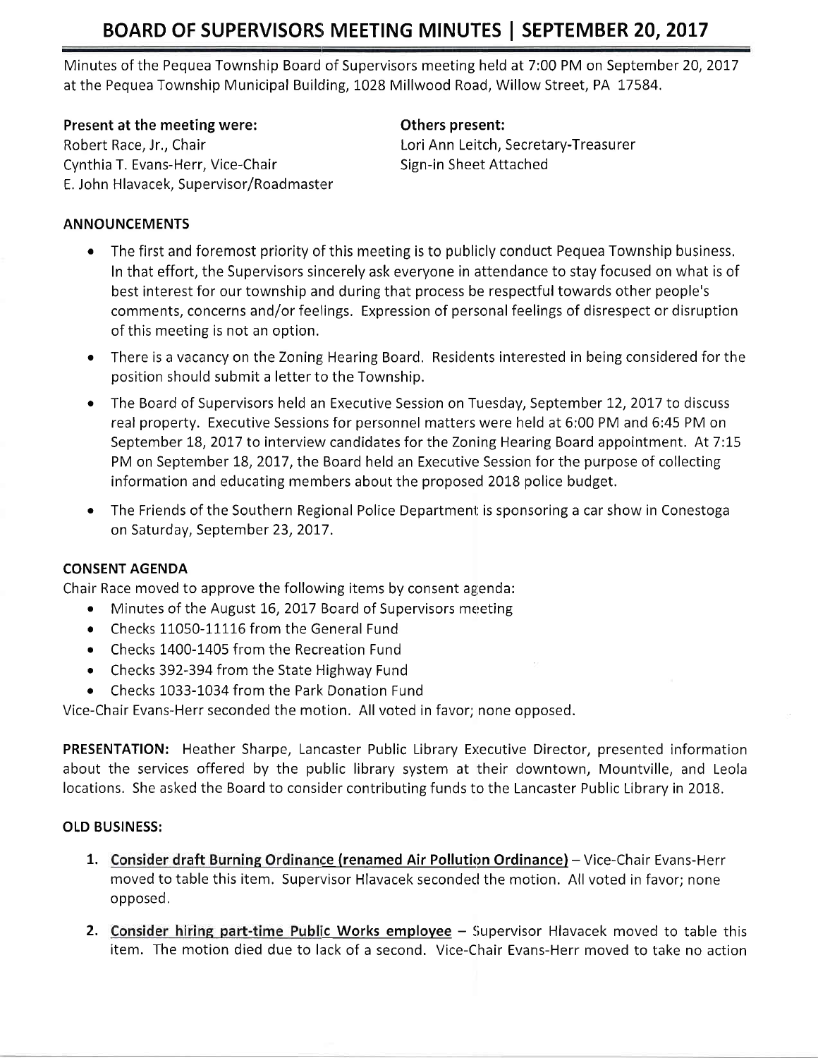# BOARD OF SUPERVISORS MEETING MINUTES | SEPTEMBER 20, 2017

Minutes of the Pequea Township Board of Supervisors meeting held at 7:00 PM on September 20, 2017 at the Pequea Township Municipal Building, 1028 Millwood Road, Willow Street, PA 17584.

**Present at the meeting were:**
Robert Race, Jr., Chair
Cynthia T. Evans-Herr, Vice-Chair
E. John Hlavacek, Supervisor/Roadmaster

**Others present:**
Lori Ann Leitch, Secretary-Treasurer
Sign-in Sheet Attached

## ANNOUNCEMENTS

- The first and foremost priority of this meeting is to publicly conduct Pequea Township business. In that effort, the Supervisors sincerely ask everyone in attendance to stay focused on what is of best interest for our township and during that process be respectful towards other people's comments, concerns and/or feelings. Expression of personal feelings of disrespect or disruption of this meeting is not an option.
- There is a vacancy on the Zoning Hearing Board. Residents interested in being considered for the position should submit a letter to the Township.
- The Board of Supervisors held an Executive Session on Tuesday, September 12, 2017 to discuss real property. Executive Sessions for personnel matters were held at 6:00 PM and 6:45 PM on September 18, 2017 to interview candidates for the Zoning Hearing Board appointment. At 7:15 PM on September 18, 2017, the Board held an Executive Session for the purpose of collecting information and educating members about the proposed 2018 police budget.
- The Friends of the Southern Regional Police Department is sponsoring a car show in Conestoga on Saturday, September 23, 2017.

## CONSENT AGENDA

Chair Race moved to approve the following items by consent agenda:

- Minutes of the August 16, 2017 Board of Supervisors meeting
- Checks 11050-11116 from the General Fund
- Checks 1400-1405 from the Recreation Fund
- Checks 392-394 from the State Highway Fund
- Checks 1033-1034 from the Park Donation Fund

Vice-Chair Evans-Herr seconded the motion. All voted in favor; none opposed.

**PRESENTATION:** Heather Sharpe, Lancaster Public Library Executive Director, presented information about the services offered by the public library system at their downtown, Mountville, and Leola locations. She asked the Board to consider contributing funds to the Lancaster Public Library in 2018.

## OLD BUSINESS:

1. **Consider draft Burning Ordinance (renamed Air Pollution Ordinance)** – Vice-Chair Evans-Herr moved to table this item. Supervisor Hlavacek seconded the motion. All voted in favor; none opposed.
2. **Consider hiring part-time Public Works employee** – Supervisor Hlavacek moved to table this item. The motion died due to lack of a second. Vice-Chair Evans-Herr moved to take no action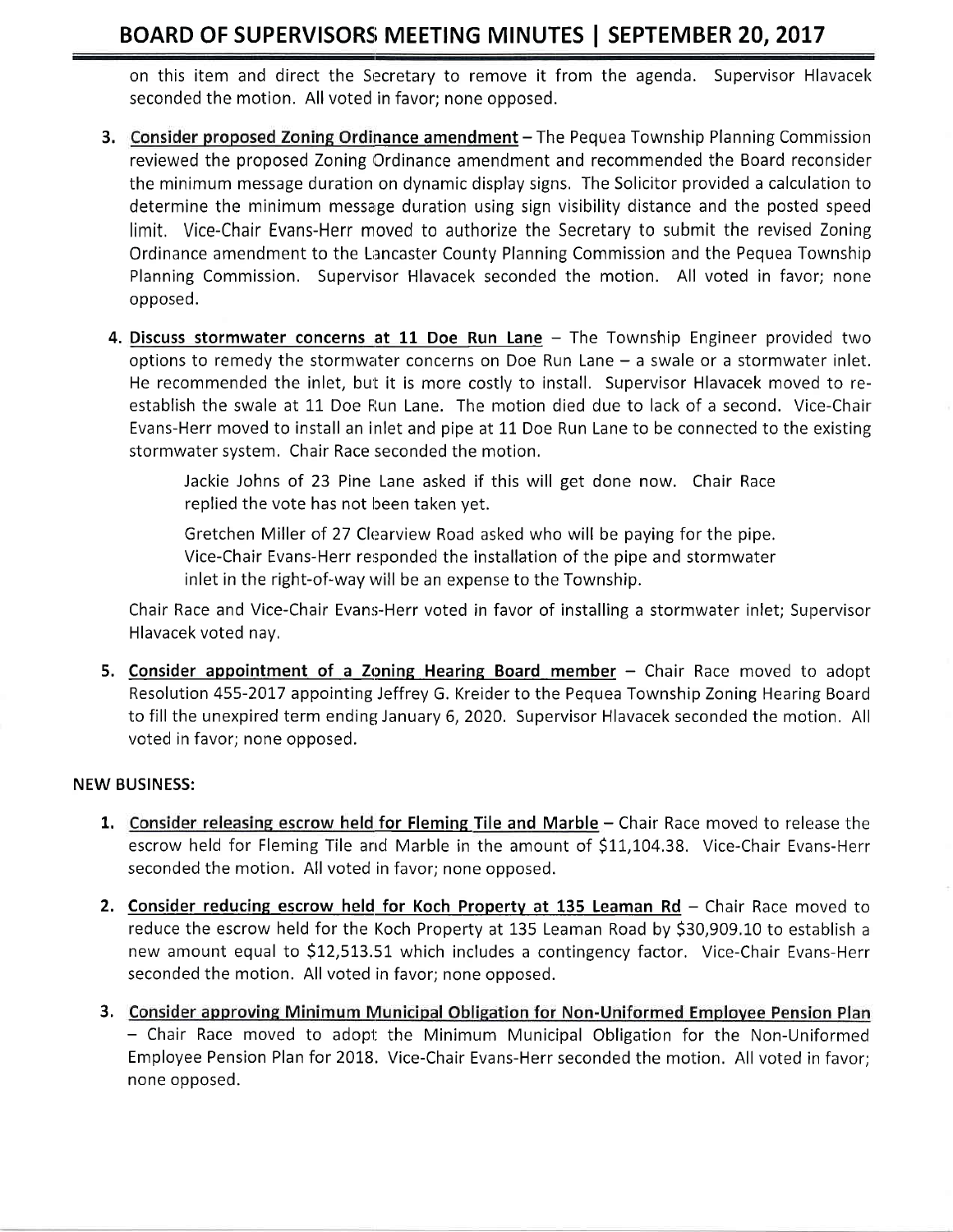on this item and direct the Secretary to remove it from the agenda. Supervisor Hlavacek seconded the motion. All voted in favor; none opposed.

3. **Consider proposed Zoning Ordinance amendment** – The Pequea Township Planning Commission reviewed the proposed Zoning Ordinance amendment and recommended the Board reconsider the minimum message duration on dynamic display signs. The Solicitor provided a calculation to determine the minimum message duration using sign visibility distance and the posted speed limit. Vice-Chair Evans-Herr moved to authorize the Secretary to submit the revised Zoning Ordinance amendment to the Lancaster County Planning Commission and the Pequea Township Planning Commission. Supervisor Hlavacek seconded the motion. All voted in favor; none opposed.

4. **Discuss stormwater concerns at 11 Doe Run Lane** – The Township Engineer provided two options to remedy the stormwater concerns on Doe Run Lane – a swale or a stormwater inlet. He recommended the inlet, but it is more costly to install. Supervisor Hlavacek moved to re-establish the swale at 11 Doe Run Lane. The motion died due to lack of a second. Vice-Chair Evans-Herr moved to install an inlet and pipe at 11 Doe Run Lane to be connected to the existing stormwater system. Chair Race seconded the motion.

   Jackie Johns of 23 Pine Lane asked if this will get done now. Chair Race replied the vote has not been taken yet.

   Gretchen Miller of 27 Clearview Road asked who will be paying for the pipe. Vice-Chair Evans-Herr responded the installation of the pipe and stormwater inlet in the right-of-way will be an expense to the Township.

   Chair Race and Vice-Chair Evans-Herr voted in favor of installing a stormwater inlet; Supervisor Hlavacek voted nay.

5. **Consider appointment of a Zoning Hearing Board member** – Chair Race moved to adopt Resolution 455-2017 appointing Jeffrey G. Kreider to the Pequea Township Zoning Hearing Board to fill the unexpired term ending January 6, 2020. Supervisor Hlavacek seconded the motion. All voted in favor; none opposed.

**NEW BUSINESS:**

1. **Consider releasing escrow held for Fleming Tile and Marble** – Chair Race moved to release the escrow held for Fleming Tile and Marble in the amount of $11,104.38. Vice-Chair Evans-Herr seconded the motion. All voted in favor; none opposed.

2. **Consider reducing escrow held for Koch Property at 135 Leaman Rd** – Chair Race moved to reduce the escrow held for the Koch Property at 135 Leaman Road by $30,909.10 to establish a new amount equal to $12,513.51 which includes a contingency factor. Vice-Chair Evans-Herr seconded the motion. All voted in favor; none opposed.

3. **Consider approving Minimum Municipal Obligation for Non-Uniformed Employee Pension Plan** – Chair Race moved to adopt the Minimum Municipal Obligation for the Non-Uniformed Employee Pension Plan for 2018. Vice-Chair Evans-Herr seconded the motion. All voted in favor; none opposed.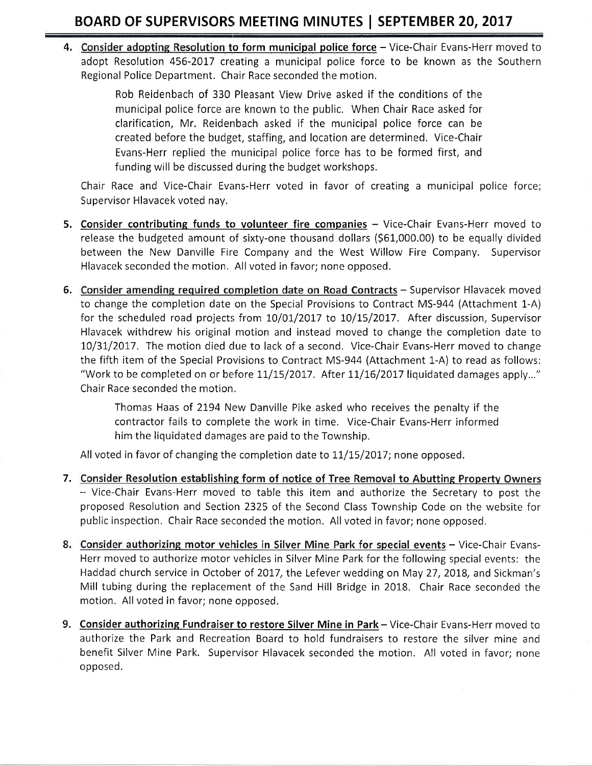4. **Consider adopting Resolution to form municipal police force** – Vice-Chair Evans-Herr moved to adopt Resolution 456-2017 creating a municipal police force to be known as the Southern Regional Police Department. Chair Race seconded the motion.

    Rob Reidenbach of 330 Pleasant View Drive asked if the conditions of the municipal police force are known to the public. When Chair Race asked for clarification, Mr. Reidenbach asked if the municipal police force can be created before the budget, staffing, and location are determined. Vice-Chair Evans-Herr replied the municipal police force has to be formed first, and funding will be discussed during the budget workshops.

    Chair Race and Vice-Chair Evans-Herr voted in favor of creating a municipal police force; Supervisor Hlavacek voted nay.

5. **Consider contributing funds to volunteer fire companies** – Vice-Chair Evans-Herr moved to release the budgeted amount of sixty-one thousand dollars ($61,000.00) to be equally divided between the New Danville Fire Company and the West Willow Fire Company. Supervisor Hlavacek seconded the motion. All voted in favor; none opposed.

6. **Consider amending required completion date on Road Contracts** – Supervisor Hlavacek moved to change the completion date on the Special Provisions to Contract MS-944 (Attachment 1-A) for the scheduled road projects from 10/01/2017 to 10/15/2017. After discussion, Supervisor Hlavacek withdrew his original motion and instead moved to change the completion date to 10/31/2017. The motion died due to lack of a second. Vice-Chair Evans-Herr moved to change the fifth item of the Special Provisions to Contract MS-944 (Attachment 1-A) to read as follows: "Work to be completed on or before 11/15/2017. After 11/16/2017 liquidated damages apply..." Chair Race seconded the motion.

    Thomas Haas of 2194 New Danville Pike asked who receives the penalty if the contractor fails to complete the work in time. Vice-Chair Evans-Herr informed him the liquidated damages are paid to the Township.

    All voted in favor of changing the completion date to 11/15/2017; none opposed.

7. **Consider Resolution establishing form of notice of Tree Removal to Abutting Property Owners** – Vice-Chair Evans-Herr moved to table this item and authorize the Secretary to post the proposed Resolution and Section 2325 of the Second Class Township Code on the website for public inspection. Chair Race seconded the motion. All voted in favor; none opposed.

8. **Consider authorizing motor vehicles in Silver Mine Park for special events** – Vice-Chair Evans-Herr moved to authorize motor vehicles in Silver Mine Park for the following special events: the Haddad church service in October of 2017, the Lefever wedding on May 27, 2018, and Sickman's Mill tubing during the replacement of the Sand Hill Bridge in 2018. Chair Race seconded the motion. All voted in favor; none opposed.

9. **Consider authorizing Fundraiser to restore Silver Mine in Park** – Vice-Chair Evans-Herr moved to authorize the Park and Recreation Board to hold fundraisers to restore the silver mine and benefit Silver Mine Park. Supervisor Hlavacek seconded the motion. All voted in favor; none opposed.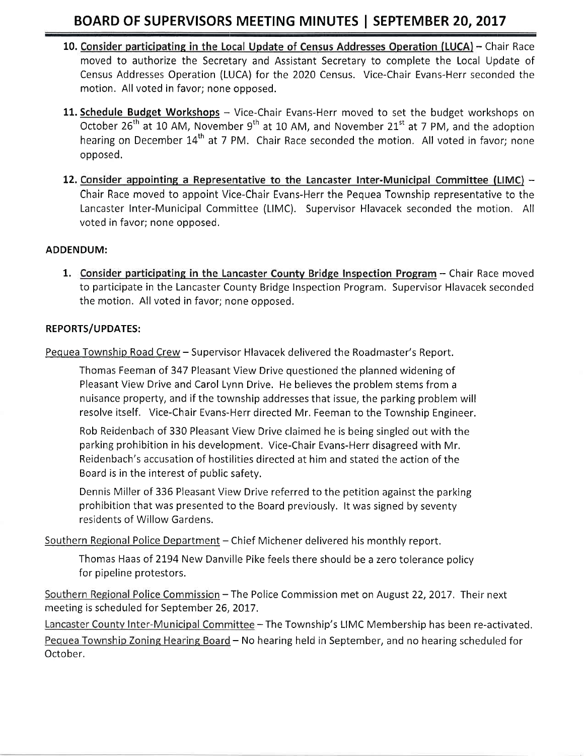10. **Consider participating in the Local Update of Census Addresses Operation (LUCA)** – Chair Race moved to authorize the Secretary and Assistant Secretary to complete the Local Update of Census Addresses Operation (LUCA) for the 2020 Census. Vice-Chair Evans-Herr seconded the motion. All voted in favor; none opposed.

11. **Schedule Budget Workshops** – Vice-Chair Evans-Herr moved to set the budget workshops on October 26th at 10 AM, November 9th at 10 AM, and November 21st at 7 PM, and the adoption hearing on December 14th at 7 PM. Chair Race seconded the motion. All voted in favor; none opposed.

12. **Consider appointing a Representative to the Lancaster Inter-Municipal Committee (LIMC)** – Chair Race moved to appoint Vice-Chair Evans-Herr the Pequea Township representative to the Lancaster Inter-Municipal Committee (LIMC). Supervisor Hlavacek seconded the motion. All voted in favor; none opposed.

**ADDENDUM:**

1. **Consider participating in the Lancaster County Bridge Inspection Program** – Chair Race moved to participate in the Lancaster County Bridge Inspection Program. Supervisor Hlavacek seconded the motion. All voted in favor; none opposed.

**REPORTS/UPDATES:**

Pequea Township Road Crew – Supervisor Hlavacek delivered the Roadmaster's Report.

> Thomas Feeman of 347 Pleasant View Drive questioned the planned widening of Pleasant View Drive and Carol Lynn Drive. He believes the problem stems from a nuisance property, and if the township addresses that issue, the parking problem will resolve itself. Vice-Chair Evans-Herr directed Mr. Feeman to the Township Engineer.
>
> Rob Reidenbach of 330 Pleasant View Drive claimed he is being singled out with the parking prohibition in his development. Vice-Chair Evans-Herr disagreed with Mr. Reidenbach's accusation of hostilities directed at him and stated the action of the Board is in the interest of public safety.
>
> Dennis Miller of 336 Pleasant View Drive referred to the petition against the parking prohibition that was presented to the Board previously. It was signed by seventy residents of Willow Gardens.

Southern Regional Police Department – Chief Michener delivered his monthly report.

> Thomas Haas of 2194 New Danville Pike feels there should be a zero tolerance policy for pipeline protestors.

Southern Regional Police Commission – The Police Commission met on August 22, 2017. Their next meeting is scheduled for September 26, 2017.

Lancaster County Inter-Municipal Committee – The Township's LIMC Membership has been re-activated.

Pequea Township Zoning Hearing Board – No hearing held in September, and no hearing scheduled for October.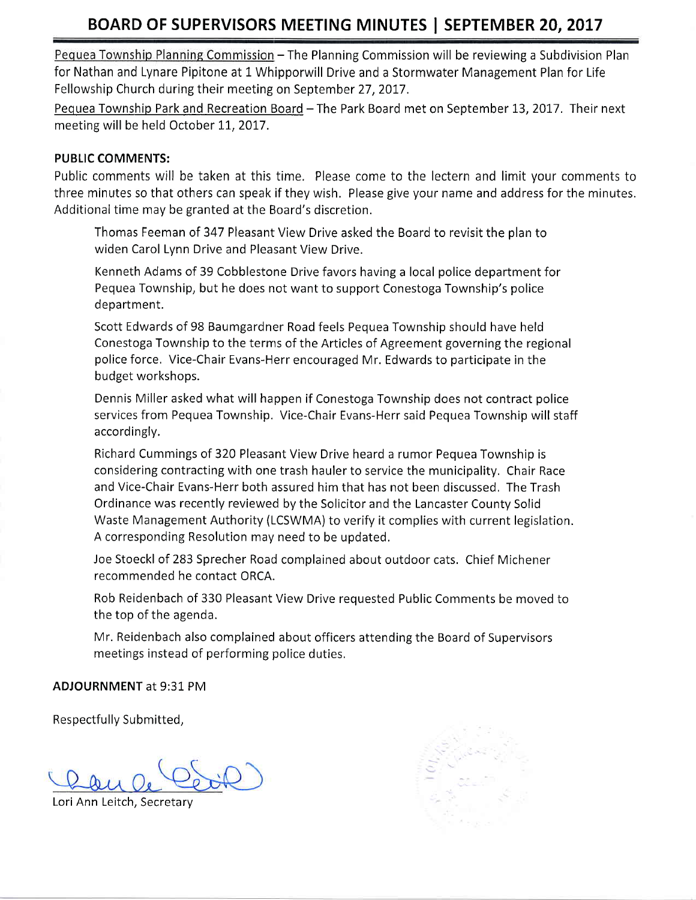Pequea Township Planning Commission – The Planning Commission will be reviewing a Subdivision Plan for Nathan and Lynare Pipitone at 1 Whipporwill Drive and a Stormwater Management Plan for Life Fellowship Church during their meeting on September 27, 2017.

Pequea Township Park and Recreation Board – The Park Board met on September 13, 2017. Their next meeting will be held October 11, 2017.

**PUBLIC COMMENTS:**

Public comments will be taken at this time. Please come to the lectern and limit your comments to three minutes so that others can speak if they wish. Please give your name and address for the minutes. Additional time may be granted at the Board's discretion.

Thomas Feeman of 347 Pleasant View Drive asked the Board to revisit the plan to widen Carol Lynn Drive and Pleasant View Drive.

Kenneth Adams of 39 Cobblestone Drive favors having a local police department for Pequea Township, but he does not want to support Conestoga Township's police department.

Scott Edwards of 98 Baumgardner Road feels Pequea Township should have held Conestoga Township to the terms of the Articles of Agreement governing the regional police force. Vice-Chair Evans-Herr encouraged Mr. Edwards to participate in the budget workshops.

Dennis Miller asked what will happen if Conestoga Township does not contract police services from Pequea Township. Vice-Chair Evans-Herr said Pequea Township will staff accordingly.

Richard Cummings of 320 Pleasant View Drive heard a rumor Pequea Township is considering contracting with one trash hauler to service the municipality. Chair Race and Vice-Chair Evans-Herr both assured him that has not been discussed. The Trash Ordinance was recently reviewed by the Solicitor and the Lancaster County Solid Waste Management Authority (LCSWMA) to verify it complies with current legislation. A corresponding Resolution may need to be updated.

Joe Stoeckl of 283 Sprecher Road complained about outdoor cats. Chief Michener recommended he contact ORCA.

Rob Reidenbach of 330 Pleasant View Drive requested Public Comments be moved to the top of the agenda.

Mr. Reidenbach also complained about officers attending the Board of Supervisors meetings instead of performing police duties.

**ADJOURNMENT** at 9:31 PM

Respectfully Submitted,

Lori Ann Leitch, Secretary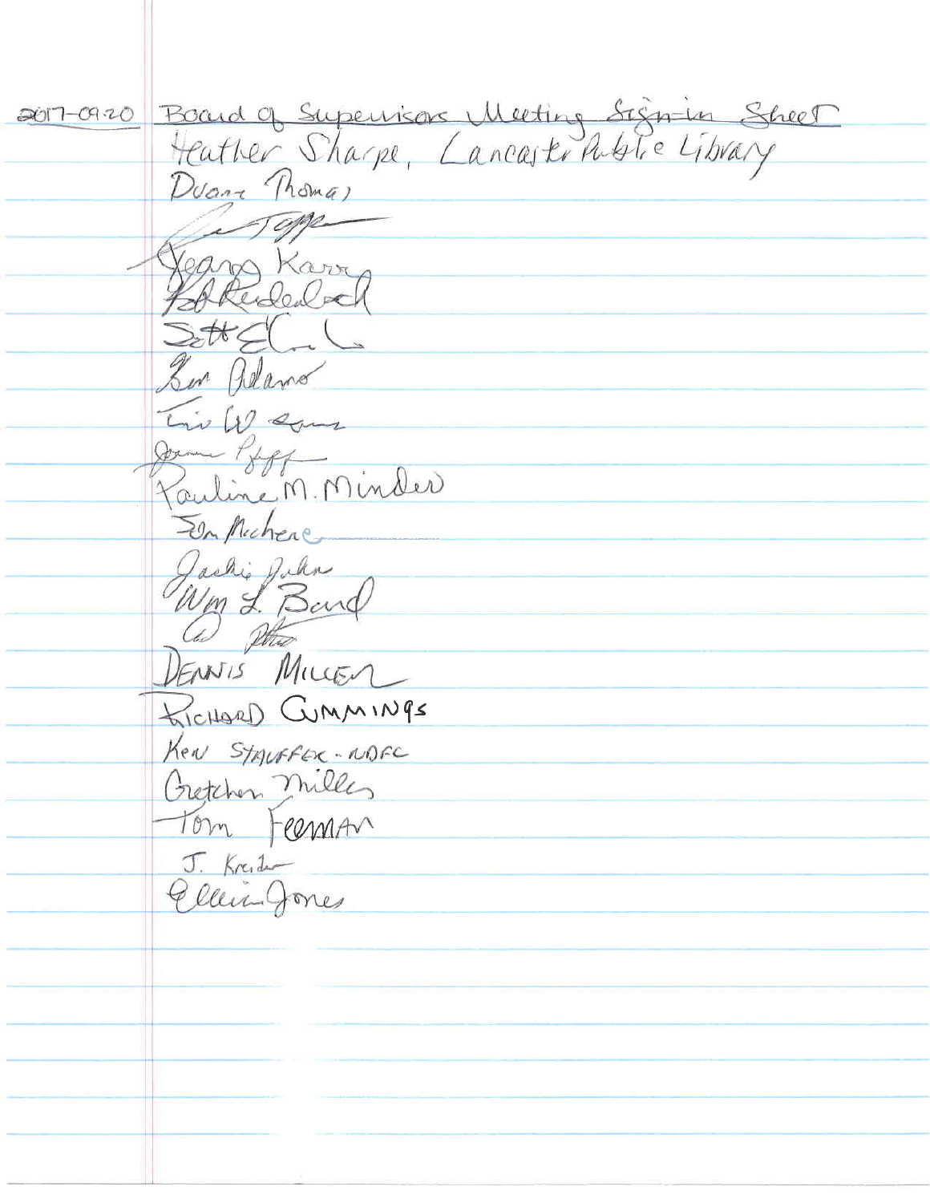2017-09-20 Board of Supervisors Meeting Sign-in Sheet

Heather Sharpe, Lancaster Public Library

Duane Thomas

[signature]

Jeanne Karr

[signature]

[signature]

[signature]

[signature]

[signature]

Pauline M. Minder

[signature]

Jackie John

Wm L. Bard

[signature]

DENNIS MILLER

RICHARD CUMMINGS

KEN STAUFFER - NDFC

Gretchen Miller

Tom Feeman

J. Kreider

Ellen Jones